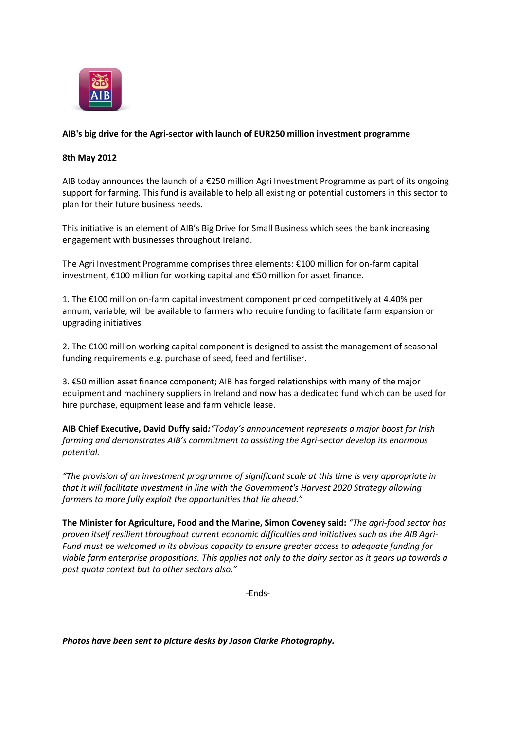# AIB's big drive for the Agri-sector with launch of EUR250 million investment programme

**8th May 2012**

AIB today announces the launch of a €250 million Agri Investment Programme as part of its ongoing support for farming. This fund is available to help all existing or potential customers in this sector to plan for their future business needs.

This initiative is an element of AIB's Big Drive for Small Business which sees the bank increasing engagement with businesses throughout Ireland.

The Agri Investment Programme comprises three elements: €100 million for on-farm capital investment, €100 million for working capital and €50 million for asset finance.

1. The €100 million on-farm capital investment component priced competitively at 4.40% per annum, variable, will be available to farmers who require funding to facilitate farm expansion or upgrading initiatives

2. The €100 million working capital component is designed to assist the management of seasonal funding requirements e.g. purchase of seed, feed and fertiliser.

3. €50 million asset finance component; AIB has forged relationships with many of the major equipment and machinery suppliers in Ireland and now has a dedicated fund which can be used for hire purchase, equipment lease and farm vehicle lease.

**AIB Chief Executive, David Duffy said***:"Today's announcement represents a major boost for Irish farming and demonstrates AIB's commitment to assisting the Agri-sector develop its enormous potential.*

*"The provision of an investment programme of significant scale at this time is very appropriate in that it will facilitate investment in line with the Government's Harvest 2020 Strategy allowing farmers to more fully exploit the opportunities that lie ahead."*

**The Minister for Agriculture, Food and the Marine, Simon Coveney said:** *"The agri-food sector has proven itself resilient throughout current economic difficulties and initiatives such as the AIB Agri-Fund must be welcomed in its obvious capacity to ensure greater access to adequate funding for viable farm enterprise propositions. This applies not only to the dairy sector as it gears up towards a post quota context but to other sectors also."*

-Ends-

***Photos have been sent to picture desks by Jason Clarke Photography.***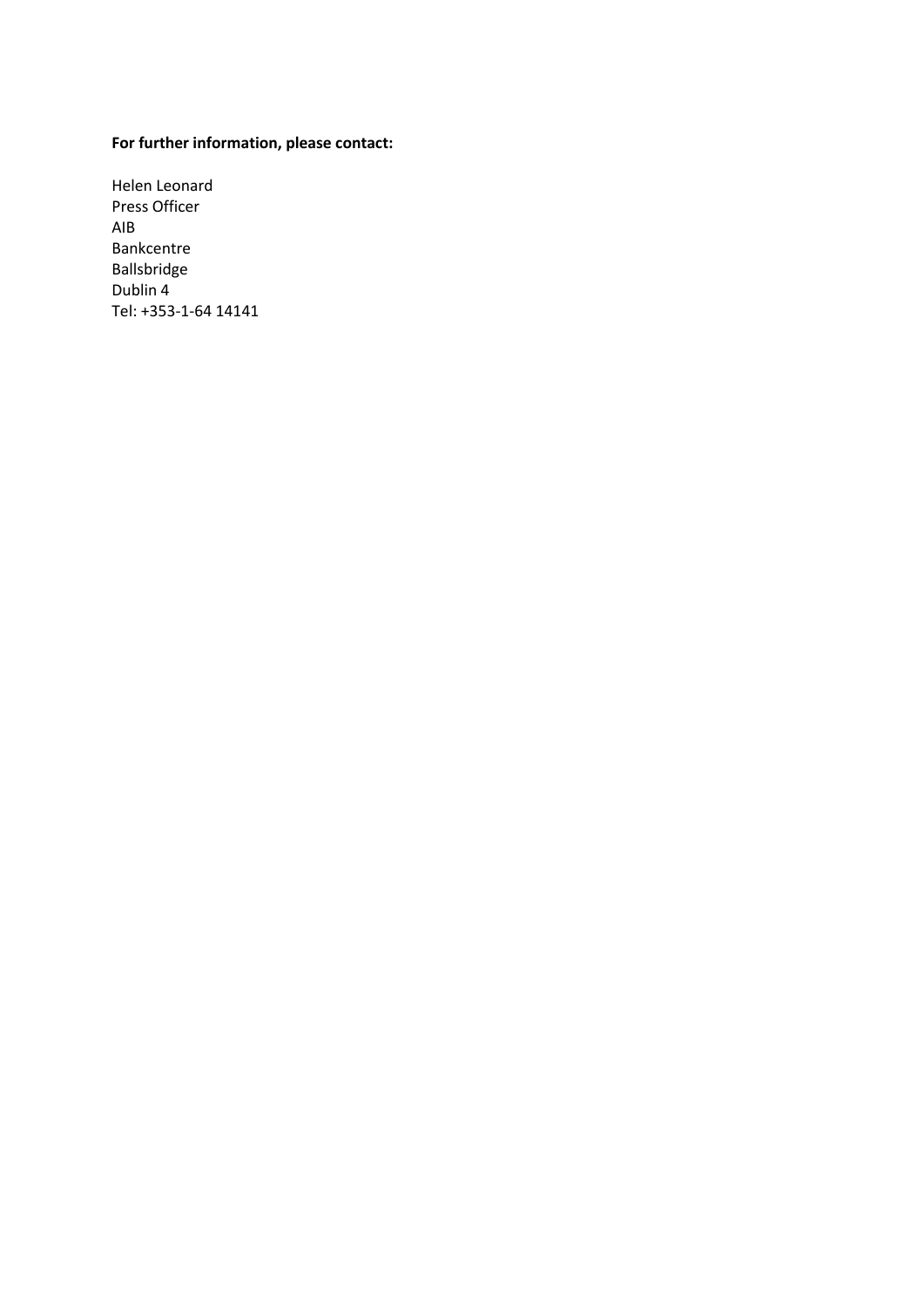**For further information, please contact:**

Helen Leonard  
Press Officer  
AIB  
Bankcentre  
Ballsbridge  
Dublin 4  
Tel: +353-1-64 14141